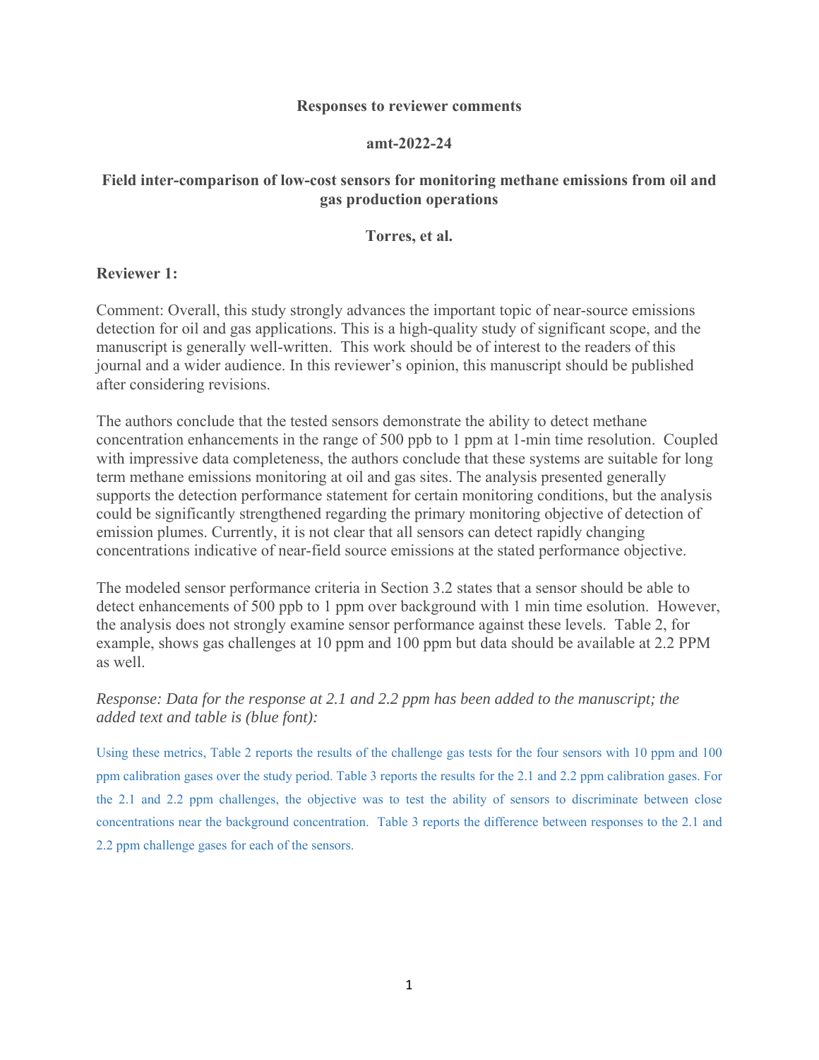**Responses to reviewer comments**

**amt-2022-24**

**Field inter-comparison of low-cost sensors for monitoring methane emissions from oil and gas production operations**

**Torres, et al.**

**Reviewer 1:**

Comment: Overall, this study strongly advances the important topic of near-source emissions detection for oil and gas applications. This is a high-quality study of significant scope, and the manuscript is generally well-written. This work should be of interest to the readers of this journal and a wider audience. In this reviewer's opinion, this manuscript should be published after considering revisions.

The authors conclude that the tested sensors demonstrate the ability to detect methane concentration enhancements in the range of 500 ppb to 1 ppm at 1-min time resolution. Coupled with impressive data completeness, the authors conclude that these systems are suitable for long term methane emissions monitoring at oil and gas sites. The analysis presented generally supports the detection performance statement for certain monitoring conditions, but the analysis could be significantly strengthened regarding the primary monitoring objective of detection of emission plumes. Currently, it is not clear that all sensors can detect rapidly changing concentrations indicative of near-field source emissions at the stated performance objective.

The modeled sensor performance criteria in Section 3.2 states that a sensor should be able to detect enhancements of 500 ppb to 1 ppm over background with 1 min time esolution. However, the analysis does not strongly examine sensor performance against these levels. Table 2, for example, shows gas challenges at 10 ppm and 100 ppm but data should be available at 2.2 PPM as well.

*Response: Data for the response at 2.1 and 2.2 ppm has been added to the manuscript; the added text and table is (blue font):*

Using these metrics, Table 2 reports the results of the challenge gas tests for the four sensors with 10 ppm and 100 ppm calibration gases over the study period. Table 3 reports the results for the 2.1 and 2.2 ppm calibration gases. For the 2.1 and 2.2 ppm challenges, the objective was to test the ability of sensors to discriminate between close concentrations near the background concentration. Table 3 reports the difference between responses to the 2.1 and 2.2 ppm challenge gases for each of the sensors.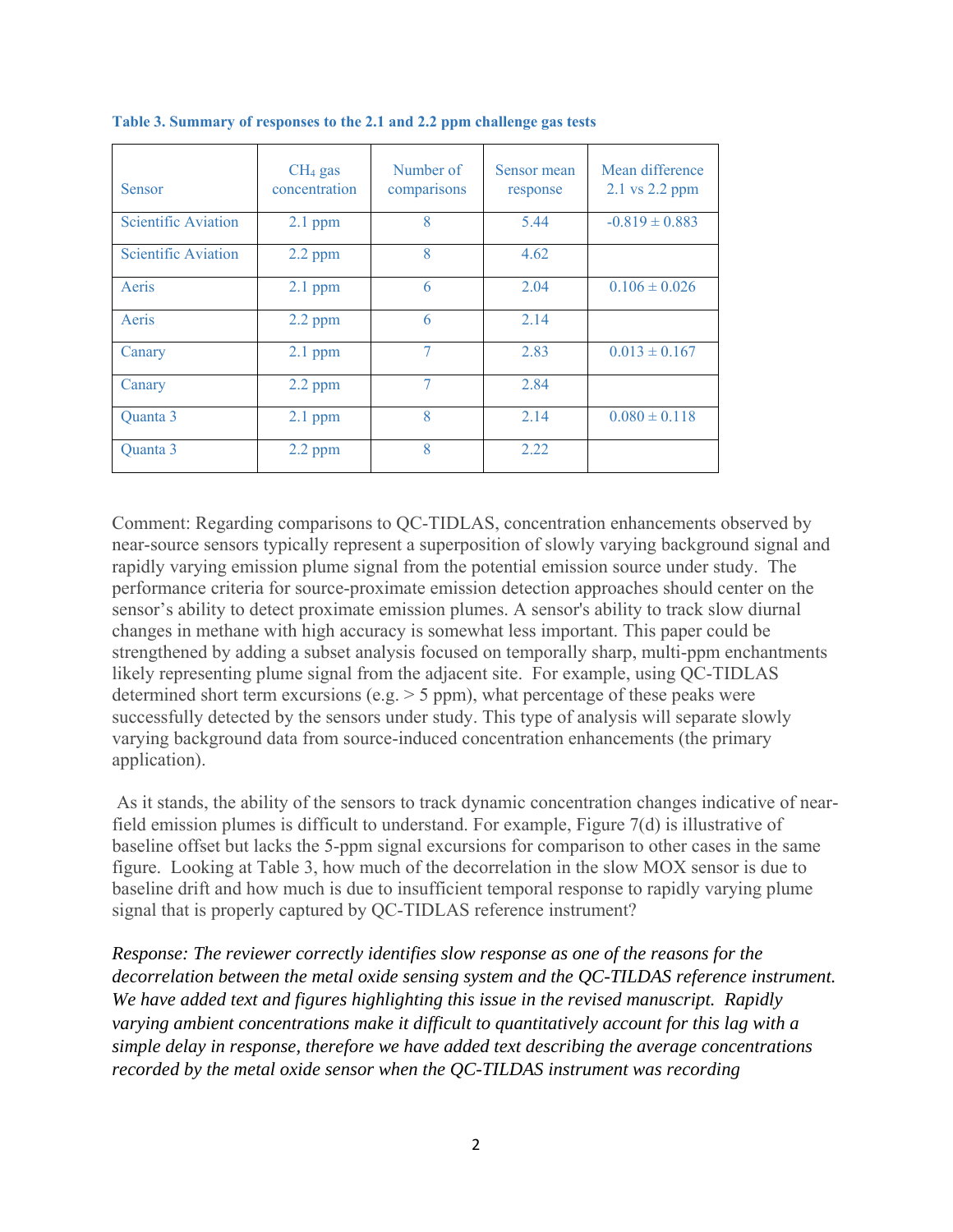**Table 3. Summary of responses to the 2.1 and 2.2 ppm challenge gas tests**

| Sensor | $CH_4$ gas concentration | Number of comparisons | Sensor mean response | Mean difference 2.1 vs 2.2 ppm |
|---|---|---|---|---|
| Scientific Aviation | 2.1 ppm | 8 | 5.44 | -0.819 ± 0.883 |
| Scientific Aviation | 2.2 ppm | 8 | 4.62 | |
| Aeris | 2.1 ppm | 6 | 2.04 | 0.106 ± 0.026 |
| Aeris | 2.2 ppm | 6 | 2.14 | |
| Canary | 2.1 ppm | 7 | 2.83 | 0.013 ± 0.167 |
| Canary | 2.2 ppm | 7 | 2.84 | |
| Quanta 3 | 2.1 ppm | 8 | 2.14 | 0.080 ± 0.118 |
| Quanta 3 | 2.2 ppm | 8 | 2.22 | |

Comment: Regarding comparisons to QC-TIDLAS, concentration enhancements observed by near-source sensors typically represent a superposition of slowly varying background signal and rapidly varying emission plume signal from the potential emission source under study. The performance criteria for source-proximate emission detection approaches should center on the sensor's ability to detect proximate emission plumes. A sensor's ability to track slow diurnal changes in methane with high accuracy is somewhat less important. This paper could be strengthened by adding a subset analysis focused on temporally sharp, multi-ppm enchantments likely representing plume signal from the adjacent site. For example, using QC-TIDLAS determined short term excursions (e.g. > 5 ppm), what percentage of these peaks were successfully detected by the sensors under study. This type of analysis will separate slowly varying background data from source-induced concentration enhancements (the primary application).

As it stands, the ability of the sensors to track dynamic concentration changes indicative of near-field emission plumes is difficult to understand. For example, Figure 7(d) is illustrative of baseline offset but lacks the 5-ppm signal excursions for comparison to other cases in the same figure. Looking at Table 3, how much of the decorrelation in the slow MOX sensor is due to baseline drift and how much is due to insufficient temporal response to rapidly varying plume signal that is properly captured by QC-TIDLAS reference instrument?

*Response: The reviewer correctly identifies slow response as one of the reasons for the decorrelation between the metal oxide sensing system and the QC-TILDAS reference instrument. We have added text and figures highlighting this issue in the revised manuscript. Rapidly varying ambient concentrations make it difficult to quantitatively account for this lag with a simple delay in response, therefore we have added text describing the average concentrations recorded by the metal oxide sensor when the QC-TILDAS instrument was recording*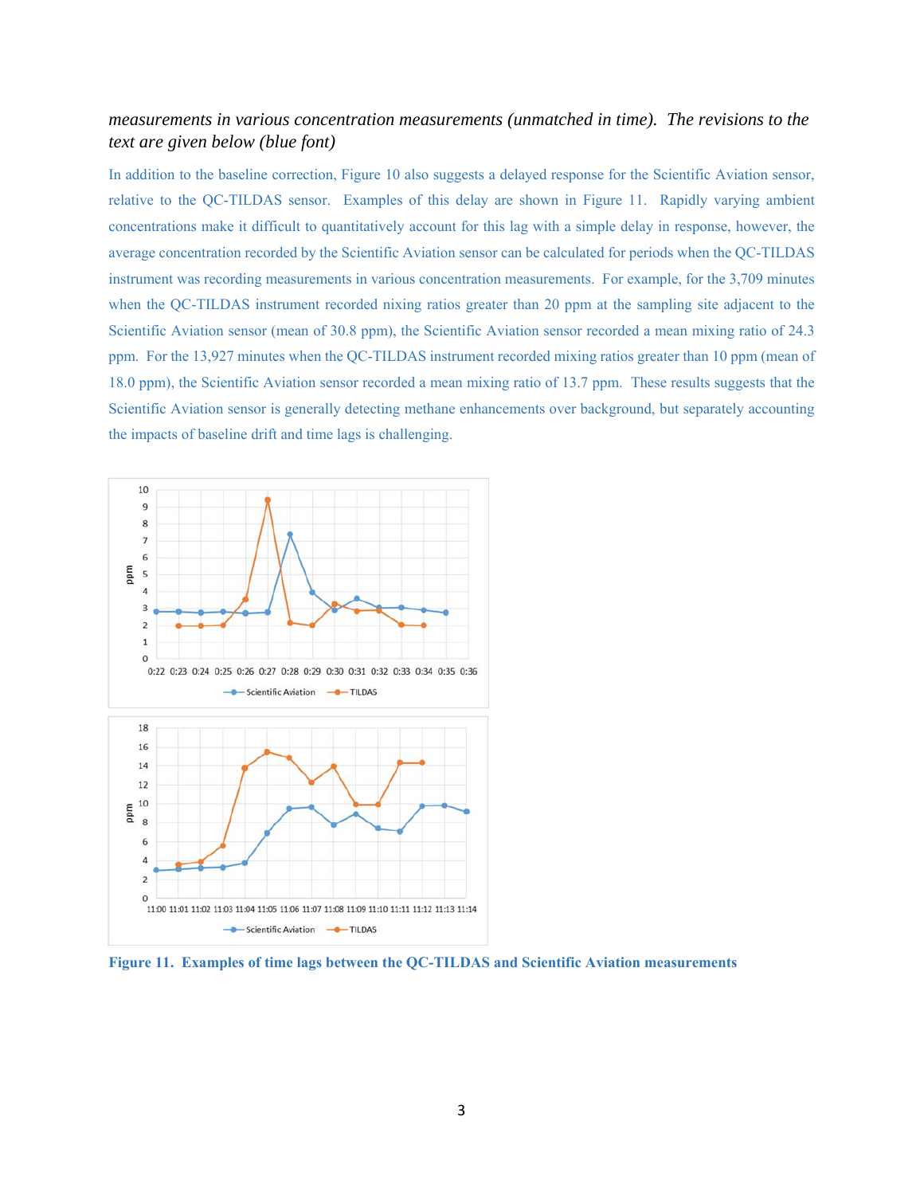*measurements in various concentration measurements (unmatched in time). The revisions to the text are given below (blue font)*

In addition to the baseline correction, Figure 10 also suggests a delayed response for the Scientific Aviation sensor, relative to the QC-TILDAS sensor. Examples of this delay are shown in Figure 11. Rapidly varying ambient concentrations make it difficult to quantitatively account for this lag with a simple delay in response, however, the average concentration recorded by the Scientific Aviation sensor can be calculated for periods when the QC-TILDAS instrument was recording measurements in various concentration measurements. For example, for the 3,709 minutes when the QC-TILDAS instrument recorded nixing ratios greater than 20 ppm at the sampling site adjacent to the Scientific Aviation sensor (mean of 30.8 ppm), the Scientific Aviation sensor recorded a mean mixing ratio of 24.3 ppm. For the 13,927 minutes when the QC-TILDAS instrument recorded mixing ratios greater than 10 ppm (mean of 18.0 ppm), the Scientific Aviation sensor recorded a mean mixing ratio of 13.7 ppm. These results suggests that the Scientific Aviation sensor is generally detecting methane enhancements over background, but separately accounting the impacts of baseline drift and time lags is challenging.

ppm
10
9
8
7
6
5
4
3
2
1
0
0:22 0:23 0:24 0:25 0:26 0:27 0:28 0:29 0:30 0:31 0:32 0:33 0:34 0:35 0:36
Scientific Aviation
TILDAS

ppm
18
16
14
12
10
8
6
4
2
0
11:00 11:01 11:02 11:03 11:04 11:05 11:06 11:07 11:08 11:09 11:10 11:11 11:12 11:13 11:14
Scientific Aviation
TILDAS

**Figure 11. Examples of time lags between the QC-TILDAS and Scientific Aviation measurements**